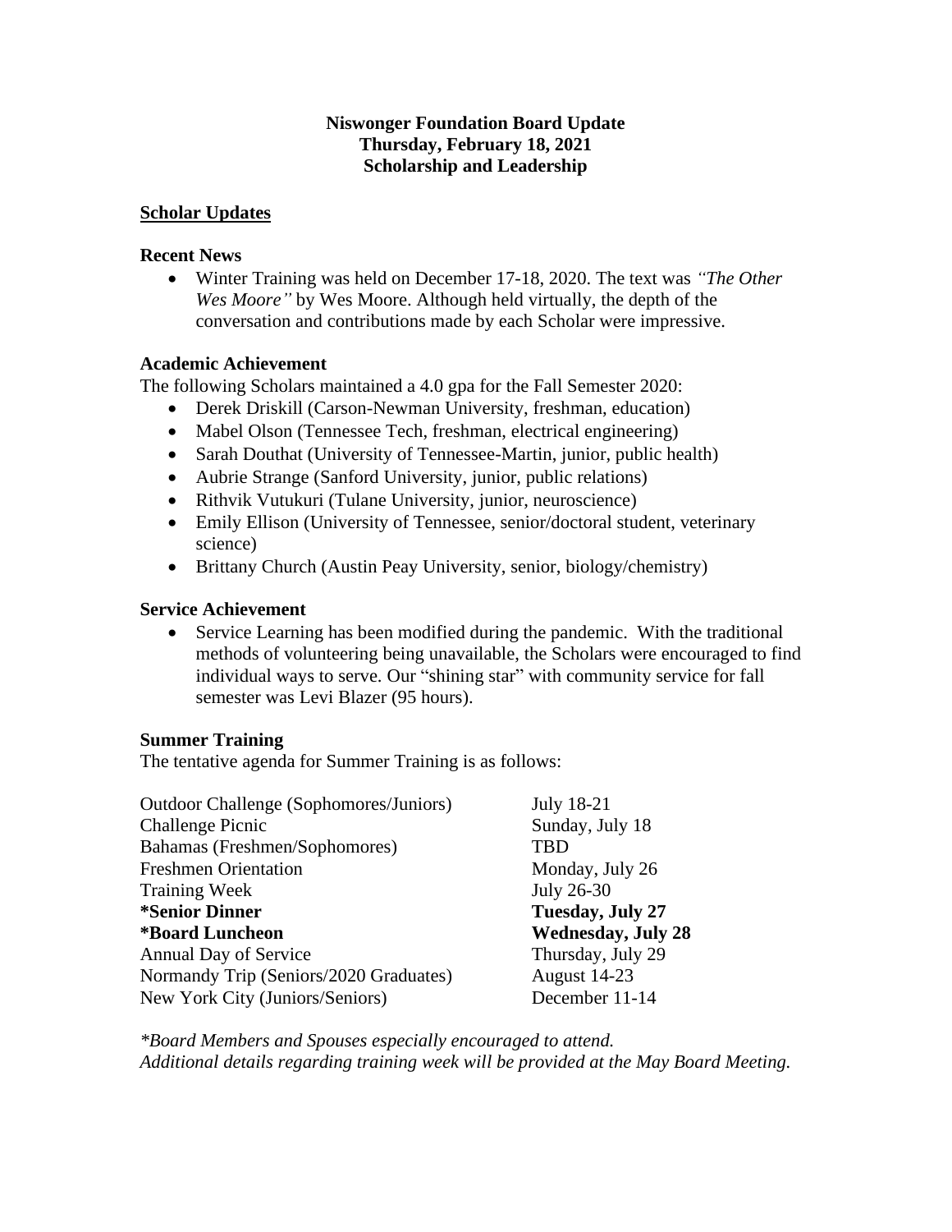# Niswonger Foundation Board Update
## Thursday, February 18, 2021
## Scholarship and Leadership

## Scholar Updates

### Recent News

- Winter Training was held on December 17-18, 2020. The text was *"The Other Wes Moore"* by Wes Moore. Although held virtually, the depth of the conversation and contributions made by each Scholar were impressive.

### Academic Achievement

The following Scholars maintained a 4.0 gpa for the Fall Semester 2020:

- Derek Driskill (Carson-Newman University, freshman, education)
- Mabel Olson (Tennessee Tech, freshman, electrical engineering)
- Sarah Douthat (University of Tennessee-Martin, junior, public health)
- Aubrie Strange (Sanford University, junior, public relations)
- Rithvik Vutukuri (Tulane University, junior, neuroscience)
- Emily Ellison (University of Tennessee, senior/doctoral student, veterinary science)
- Brittany Church (Austin Peay University, senior, biology/chemistry)

### Service Achievement

- Service Learning has been modified during the pandemic. With the traditional methods of volunteering being unavailable, the Scholars were encouraged to find individual ways to serve. Our "shining star" with community service for fall semester was Levi Blazer (95 hours).

### Summer Training

The tentative agenda for Summer Training is as follows:

| Event | Date |
|---|---|
| Outdoor Challenge (Sophomores/Juniors) | July 18-21 |
| Challenge Picnic | Sunday, July 18 |
| Bahamas (Freshmen/Sophomores) | TBD |
| Freshmen Orientation | Monday, July 26 |
| Training Week | July 26-30 |
| **\*Senior Dinner** | **Tuesday, July 27** |
| **\*Board Luncheon** | **Wednesday, July 28** |
| Annual Day of Service | Thursday, July 29 |
| Normandy Trip (Seniors/2020 Graduates) | August 14-23 |
| New York City (Juniors/Seniors) | December 11-14 |

*\*Board Members and Spouses especially encouraged to attend.*
*Additional details regarding training week will be provided at the May Board Meeting.*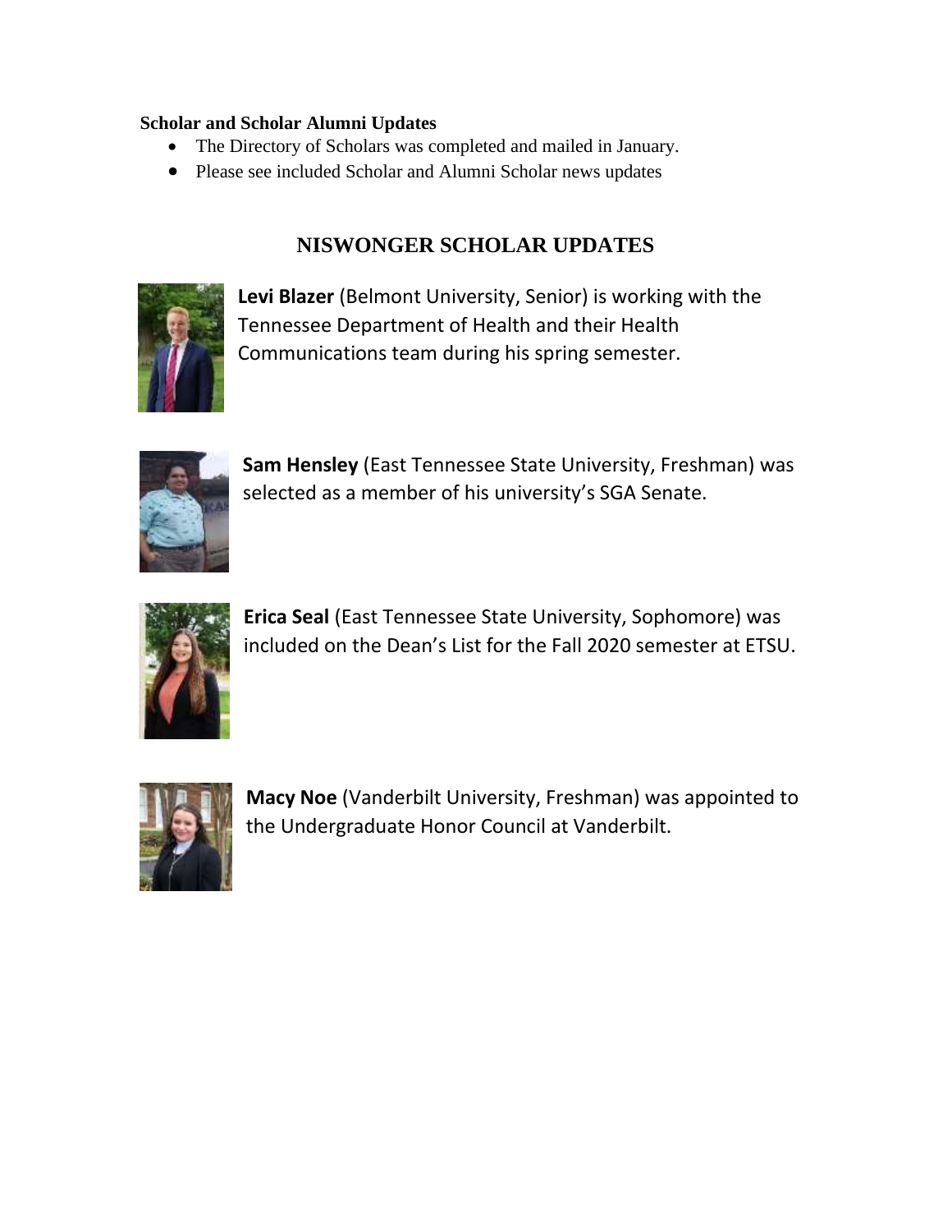**Scholar and Scholar Alumni Updates**

- The Directory of Scholars was completed and mailed in January.
- Please see included Scholar and Alumni Scholar news updates

## NISWONGER SCHOLAR UPDATES

**Levi Blazer** (Belmont University, Senior) is working with the Tennessee Department of Health and their Health Communications team during his spring semester.

**Sam Hensley** (East Tennessee State University, Freshman) was selected as a member of his university's SGA Senate.

**Erica Seal** (East Tennessee State University, Sophomore) was included on the Dean's List for the Fall 2020 semester at ETSU.

**Macy Noe** (Vanderbilt University, Freshman) was appointed to the Undergraduate Honor Council at Vanderbilt.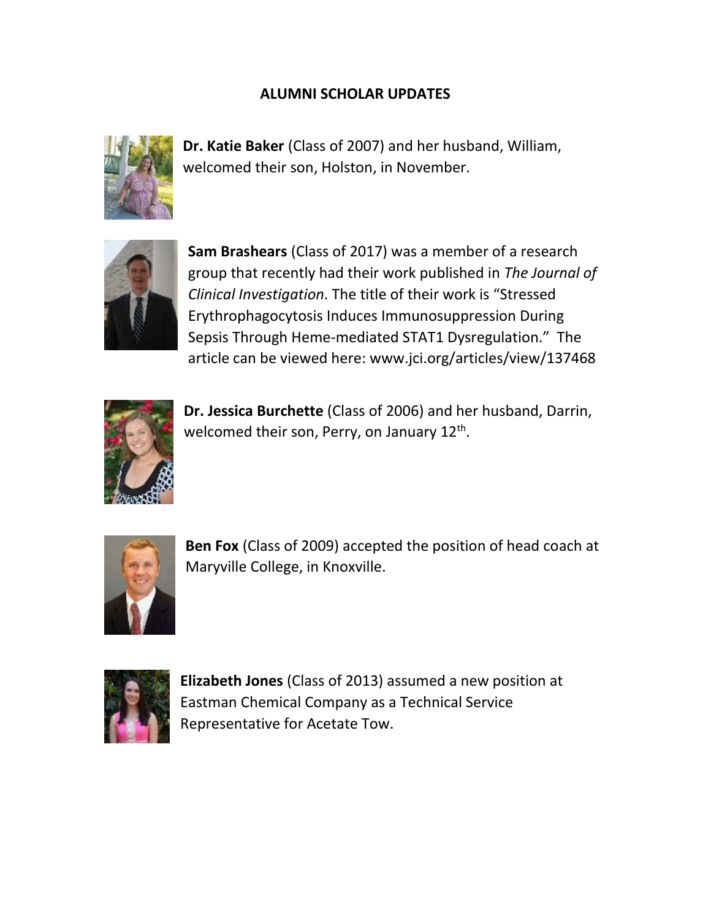## ALUMNI SCHOLAR UPDATES

**Dr. Katie Baker** (Class of 2007) and her husband, William, welcomed their son, Holston, in November.

**Sam Brashears** (Class of 2017) was a member of a research group that recently had their work published in *The Journal of Clinical Investigation*. The title of their work is "Stressed Erythrophagocytosis Induces Immunosuppression During Sepsis Through Heme-mediated STAT1 Dysregulation." The article can be viewed here: www.jci.org/articles/view/137468

**Dr. Jessica Burchette** (Class of 2006) and her husband, Darrin, welcomed their son, Perry, on January 12th.

**Ben Fox** (Class of 2009) accepted the position of head coach at Maryville College, in Knoxville.

**Elizabeth Jones** (Class of 2013) assumed a new position at Eastman Chemical Company as a Technical Service Representative for Acetate Tow.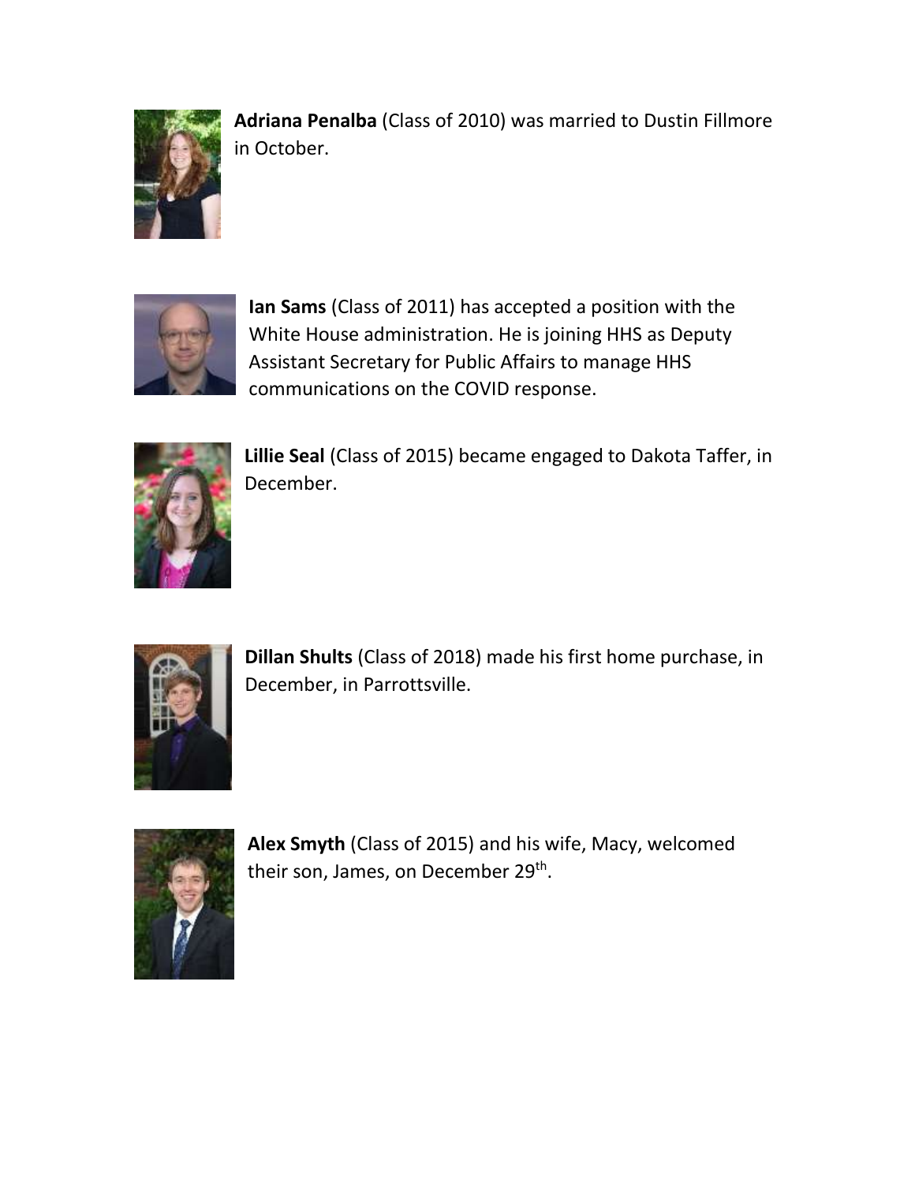**Adriana Penalba** (Class of 2010) was married to Dustin Fillmore in October.

**Ian Sams** (Class of 2011) has accepted a position with the White House administration. He is joining HHS as Deputy Assistant Secretary for Public Affairs to manage HHS communications on the COVID response.

**Lillie Seal** (Class of 2015) became engaged to Dakota Taffer, in December.

**Dillan Shults** (Class of 2018) made his first home purchase, in December, in Parrottsville.

**Alex Smyth** (Class of 2015) and his wife, Macy, welcomed their son, James, on December 29th.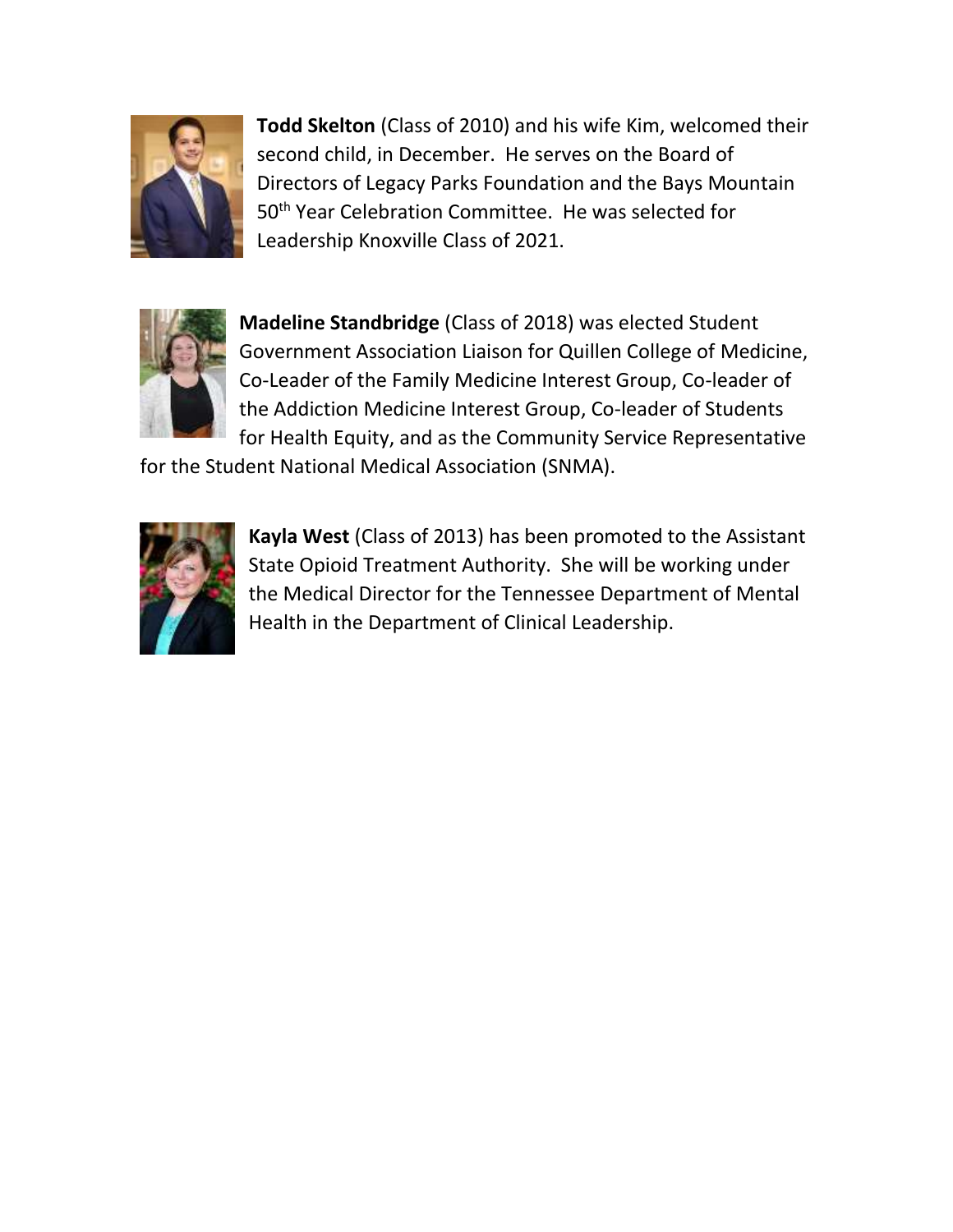**Todd Skelton** (Class of 2010) and his wife Kim, welcomed their second child, in December. He serves on the Board of Directors of Legacy Parks Foundation and the Bays Mountain 50th Year Celebration Committee. He was selected for Leadership Knoxville Class of 2021.

**Madeline Standbridge** (Class of 2018) was elected Student Government Association Liaison for Quillen College of Medicine, Co-Leader of the Family Medicine Interest Group, Co-leader of the Addiction Medicine Interest Group, Co-leader of Students for Health Equity, and as the Community Service Representative for the Student National Medical Association (SNMA).

**Kayla West** (Class of 2013) has been promoted to the Assistant State Opioid Treatment Authority. She will be working under the Medical Director for the Tennessee Department of Mental Health in the Department of Clinical Leadership.